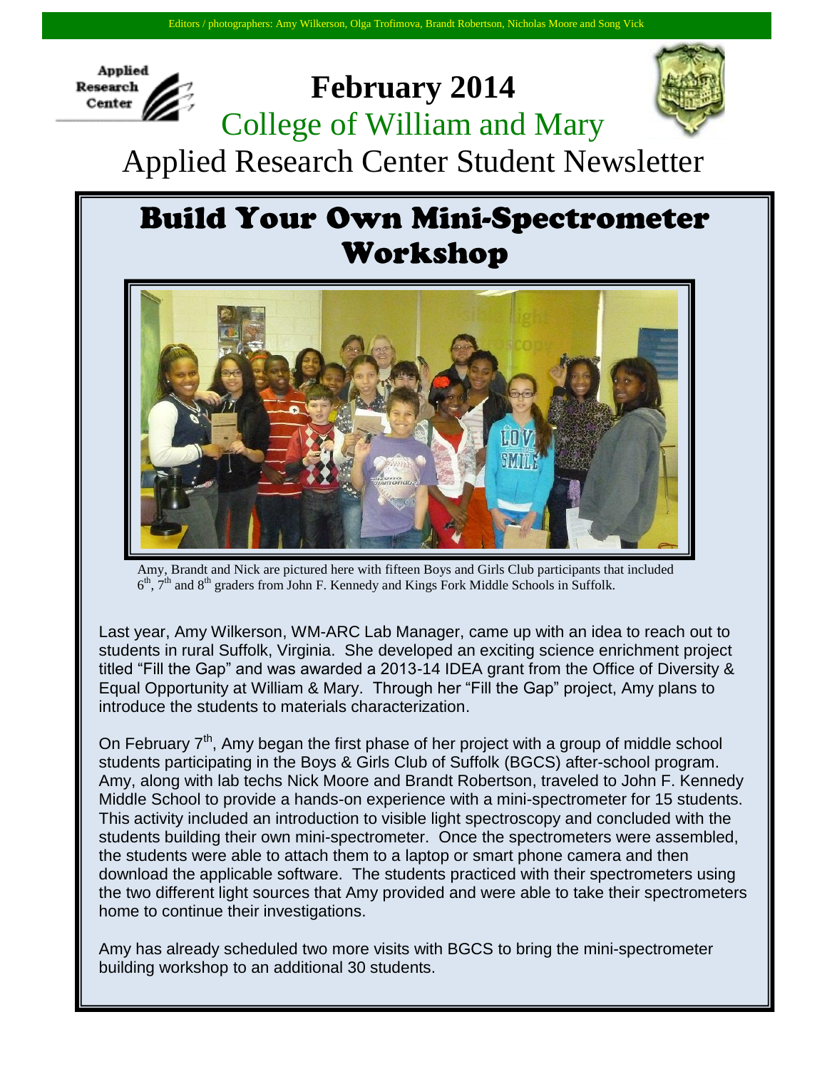Editors / photographers: Amy Wilkerson, Olga Trofimova, Brandt Robertson, Nicholas Moore and Song Vick

Applied Research Center

# February 2014

## College of William and Mary

## Applied Research Center Student Newsletter

# Build Your Own Mini-Spectrometer Workshop

Amy, Brandt and Nick are pictured here with fifteen Boys and Girls Club participants that included 6th, 7th and 8th graders from John F. Kennedy and Kings Fork Middle Schools in Suffolk.

Last year, Amy Wilkerson, WM-ARC Lab Manager, came up with an idea to reach out to students in rural Suffolk, Virginia. She developed an exciting science enrichment project titled "Fill the Gap" and was awarded a 2013-14 IDEA grant from the Office of Diversity & Equal Opportunity at William & Mary. Through her "Fill the Gap" project, Amy plans to introduce the students to materials characterization.

On February 7th, Amy began the first phase of her project with a group of middle school students participating in the Boys & Girls Club of Suffolk (BGCS) after-school program. Amy, along with lab techs Nick Moore and Brandt Robertson, traveled to John F. Kennedy Middle School to provide a hands-on experience with a mini-spectrometer for 15 students. This activity included an introduction to visible light spectroscopy and concluded with the students building their own mini-spectrometer. Once the spectrometers were assembled, the students were able to attach them to a laptop or smart phone camera and then download the applicable software. The students practiced with their spectrometers using the two different light sources that Amy provided and were able to take their spectrometers home to continue their investigations.

Amy has already scheduled two more visits with BGCS to bring the mini-spectrometer building workshop to an additional 30 students.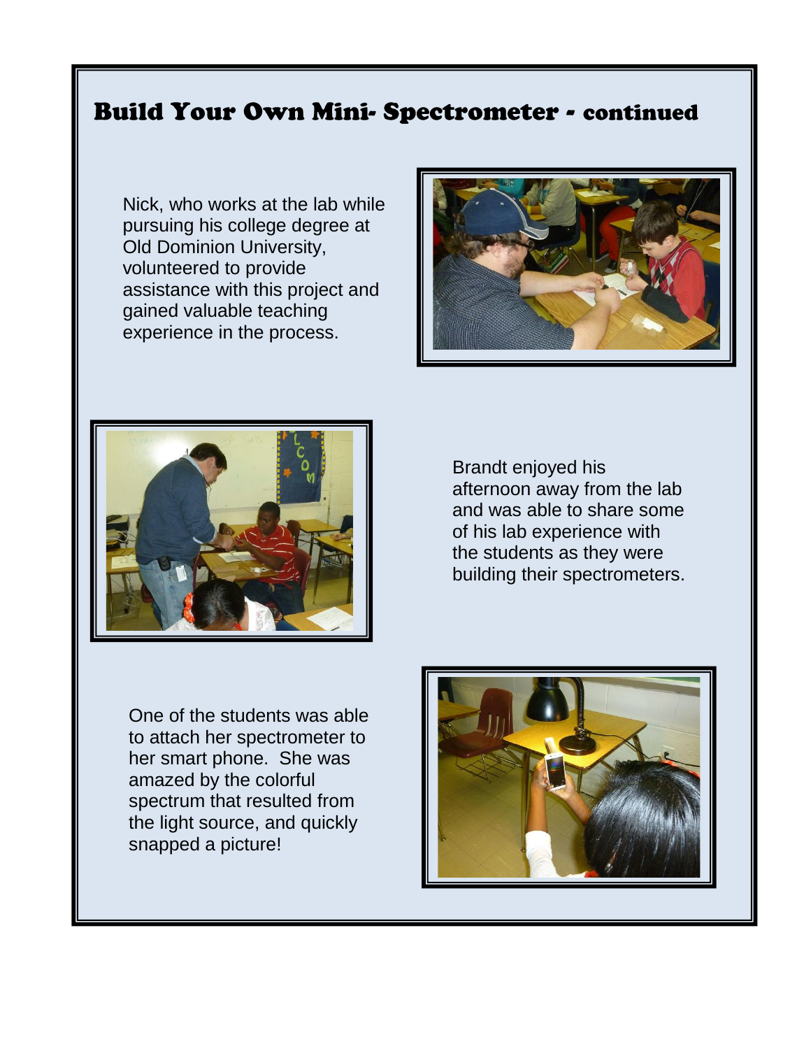# Build Your Own Mini- Spectrometer - continued

Nick, who works at the lab while pursuing his college degree at Old Dominion University, volunteered to provide assistance with this project and gained valuable teaching experience in the process.

Brandt enjoyed his afternoon away from the lab and was able to share some of his lab experience with the students as they were building their spectrometers.

One of the students was able to attach her spectrometer to her smart phone. She was amazed by the colorful spectrum that resulted from the light source, and quickly snapped a picture!